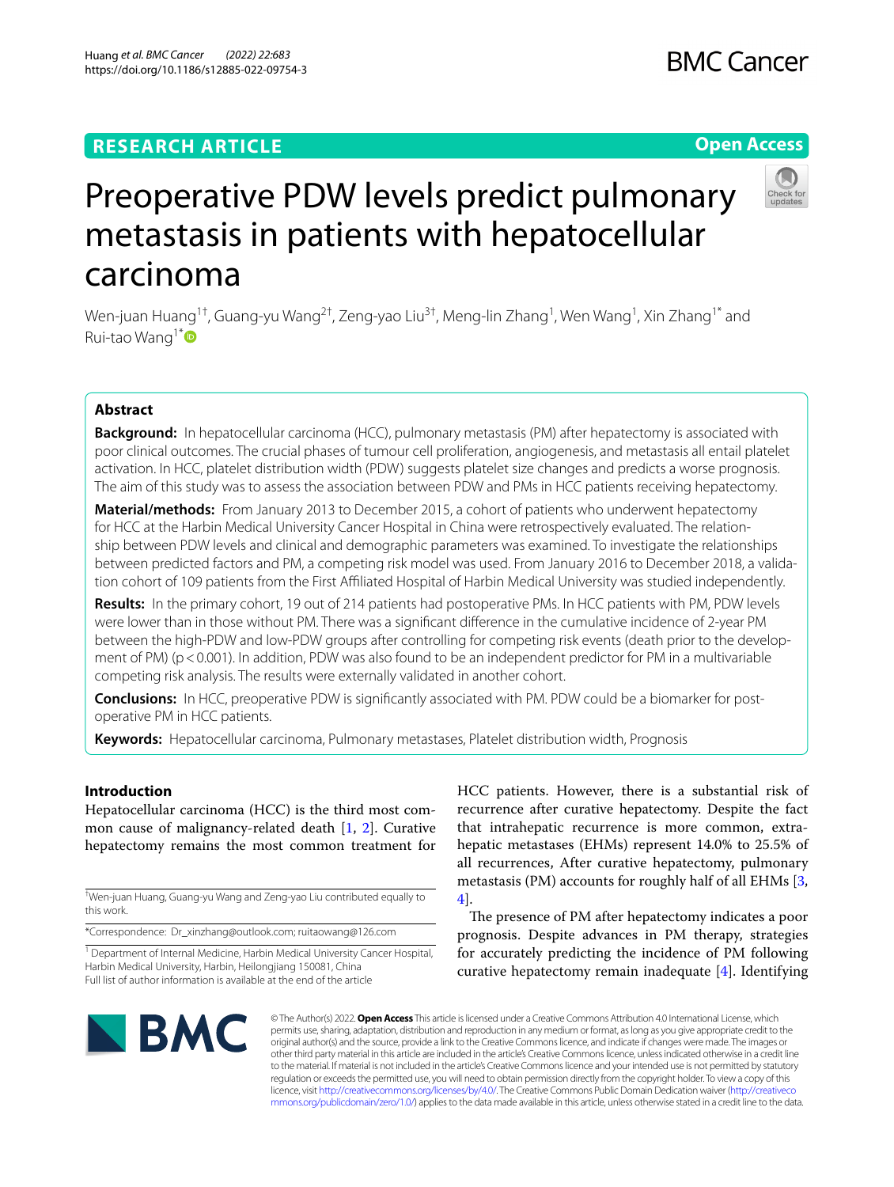RESEARCH ARTICLE

Open Access

# Preoperative PDW levels predict pulmonary metastasis in patients with hepatocellular carcinoma

Wen-juan Huang[1†], Guang-yu Wang[2†], Zeng-yao Liu[3†], Meng-lin Zhang[1], Wen Wang[1], Xin Zhang[1*] and Rui-tao Wang[1*]

## Abstract

**Background:** In hepatocellular carcinoma (HCC), pulmonary metastasis (PM) after hepatectomy is associated with poor clinical outcomes. The crucial phases of tumour cell proliferation, angiogenesis, and metastasis all entail platelet activation. In HCC, platelet distribution width (PDW) suggests platelet size changes and predicts a worse prognosis. The aim of this study was to assess the association between PDW and PMs in HCC patients receiving hepatectomy.

**Material/methods:** From January 2013 to December 2015, a cohort of patients who underwent hepatectomy for HCC at the Harbin Medical University Cancer Hospital in China were retrospectively evaluated. The relationship between PDW levels and clinical and demographic parameters was examined. To investigate the relationships between predicted factors and PM, a competing risk model was used. From January 2016 to December 2018, a validation cohort of 109 patients from the First Affiliated Hospital of Harbin Medical University was studied independently.

**Results:** In the primary cohort, 19 out of 214 patients had postoperative PMs. In HCC patients with PM, PDW levels were lower than in those without PM. There was a significant difference in the cumulative incidence of 2-year PM between the high-PDW and low-PDW groups after controlling for competing risk events (death prior to the development of PM) ($p < 0.001$). In addition, PDW was also found to be an independent predictor for PM in a multivariable competing risk analysis. The results were externally validated in another cohort.

**Conclusions:** In HCC, preoperative PDW is significantly associated with PM. PDW could be a biomarker for post-operative PM in HCC patients.

**Keywords:** Hepatocellular carcinoma, Pulmonary metastases, Platelet distribution width, Prognosis

## Introduction

Hepatocellular carcinoma (HCC) is the third most common cause of malignancy-related death [1, 2]. Curative hepatectomy remains the most common treatment for HCC patients. However, there is a substantial risk of recurrence after curative hepatectomy. Despite the fact that intrahepatic recurrence is more common, extra-hepatic metastases (EHMs) represent 14.0% to 25.5% of all recurrences, After curative hepatectomy, pulmonary metastasis (PM) accounts for roughly half of all EHMs [3, 4].

The presence of PM after hepatectomy indicates a poor prognosis. Despite advances in PM therapy, strategies for accurately predicting the incidence of PM following curative hepatectomy remain inadequate [4]. Identifying

†Wen-juan Huang, Guang-yu Wang and Zeng-yao Liu contributed equally to this work.

*Correspondence: Dr_xinzhang@outlook.com; ruitaowang@126.com

[1] Department of Internal Medicine, Harbin Medical University Cancer Hospital, Harbin Medical University, Harbin, Heilongjiang 150081, China
Full list of author information is available at the end of the article

© The Author(s) 2022. **Open Access** This article is licensed under a Creative Commons Attribution 4.0 International License, which permits use, sharing, adaptation, distribution and reproduction in any medium or format, as long as you give appropriate credit to the original author(s) and the source, provide a link to the Creative Commons licence, and indicate if changes were made. The images or other third party material in this article are included in the article's Creative Commons licence, unless indicated otherwise in a credit line to the material. If material is not included in the article's Creative Commons licence and your intended use is not permitted by statutory regulation or exceeds the permitted use, you will need to obtain permission directly from the copyright holder. To view a copy of this licence, visit http://creativecommons.org/licenses/by/4.0/. The Creative Commons Public Domain Dedication waiver (http://creativecommons.org/publicdomain/zero/1.0/) applies to the data made available in this article, unless otherwise stated in a credit line to the data.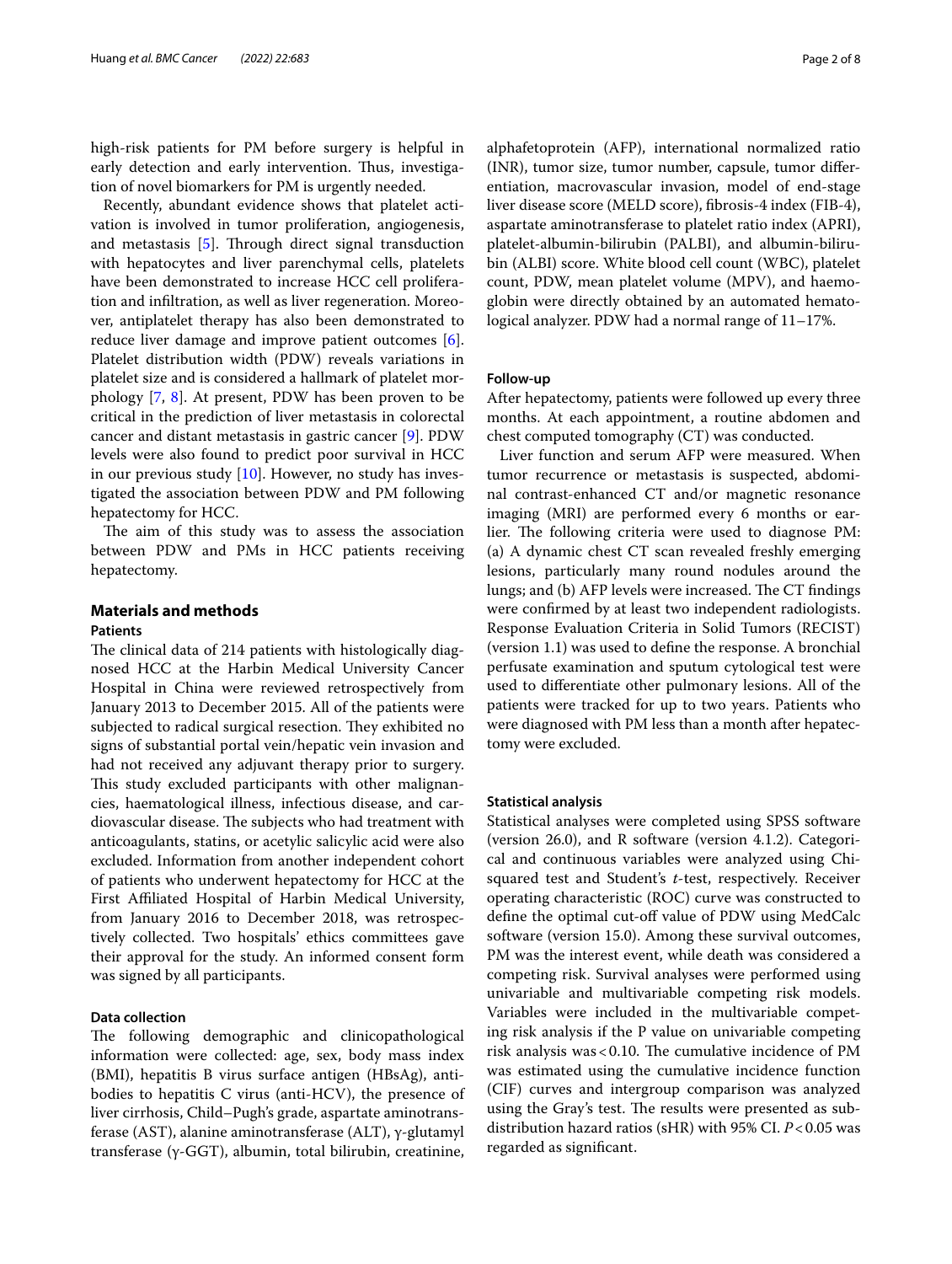high-risk patients for PM before surgery is helpful in early detection and early intervention. Thus, investigation of novel biomarkers for PM is urgently needed.

Recently, abundant evidence shows that platelet activation is involved in tumor proliferation, angiogenesis, and metastasis [5]. Through direct signal transduction with hepatocytes and liver parenchymal cells, platelets have been demonstrated to increase HCC cell proliferation and infiltration, as well as liver regeneration. Moreover, antiplatelet therapy has also been demonstrated to reduce liver damage and improve patient outcomes [6]. Platelet distribution width (PDW) reveals variations in platelet size and is considered a hallmark of platelet morphology [7, 8]. At present, PDW has been proven to be critical in the prediction of liver metastasis in colorectal cancer and distant metastasis in gastric cancer [9]. PDW levels were also found to predict poor survival in HCC in our previous study [10]. However, no study has investigated the association between PDW and PM following hepatectomy for HCC.

The aim of this study was to assess the association between PDW and PMs in HCC patients receiving hepatectomy.

## Materials and methods

### Patients

The clinical data of 214 patients with histologically diagnosed HCC at the Harbin Medical University Cancer Hospital in China were reviewed retrospectively from January 2013 to December 2015. All of the patients were subjected to radical surgical resection. They exhibited no signs of substantial portal vein/hepatic vein invasion and had not received any adjuvant therapy prior to surgery. This study excluded participants with other malignancies, haematological illness, infectious disease, and cardiovascular disease. The subjects who had treatment with anticoagulants, statins, or acetylic salicylic acid were also excluded. Information from another independent cohort of patients who underwent hepatectomy for HCC at the First Affiliated Hospital of Harbin Medical University, from January 2016 to December 2018, was retrospectively collected. Two hospitals' ethics committees gave their approval for the study. An informed consent form was signed by all participants.

### Data collection

The following demographic and clinicopathological information were collected: age, sex, body mass index (BMI), hepatitis B virus surface antigen (HBsAg), antibodies to hepatitis C virus (anti-HCV), the presence of liver cirrhosis, Child–Pugh's grade, aspartate aminotransferase (AST), alanine aminotransferase (ALT), γ-glutamyl transferase (γ-GGT), albumin, total bilirubin, creatinine, alphafetoprotein (AFP), international normalized ratio (INR), tumor size, tumor number, capsule, tumor differentiation, macrovascular invasion, model of end-stage liver disease score (MELD score), fibrosis-4 index (FIB-4), aspartate aminotransferase to platelet ratio index (APRI), platelet-albumin-bilirubin (PALBI), and albumin-bilirubin (ALBI) score. White blood cell count (WBC), platelet count, PDW, mean platelet volume (MPV), and haemoglobin were directly obtained by an automated hematological analyzer. PDW had a normal range of 11–17%.

### Follow-up

After hepatectomy, patients were followed up every three months. At each appointment, a routine abdomen and chest computed tomography (CT) was conducted.

Liver function and serum AFP were measured. When tumor recurrence or metastasis is suspected, abdominal contrast-enhanced CT and/or magnetic resonance imaging (MRI) are performed every 6 months or earlier. The following criteria were used to diagnose PM: (a) A dynamic chest CT scan revealed freshly emerging lesions, particularly many round nodules around the lungs; and (b) AFP levels were increased. The CT findings were confirmed by at least two independent radiologists. Response Evaluation Criteria in Solid Tumors (RECIST) (version 1.1) was used to define the response. A bronchial perfusate examination and sputum cytological test were used to differentiate other pulmonary lesions. All of the patients were tracked for up to two years. Patients who were diagnosed with PM less than a month after hepatectomy were excluded.

### Statistical analysis

Statistical analyses were completed using SPSS software (version 26.0), and R software (version 4.1.2). Categorical and continuous variables were analyzed using Chi-squared test and Student's *t*-test, respectively. Receiver operating characteristic (ROC) curve was constructed to define the optimal cut-off value of PDW using MedCalc software (version 15.0). Among these survival outcomes, PM was the interest event, while death was considered a competing risk. Survival analyses were performed using univariable and multivariable competing risk models. Variables were included in the multivariable competing risk analysis if the P value on univariable competing risk analysis was < 0.10. The cumulative incidence of PM was estimated using the cumulative incidence function (CIF) curves and intergroup comparison was analyzed using the Gray's test. The results were presented as subdistribution hazard ratios (sHR) with 95% CI. $P < 0.05$ was regarded as significant.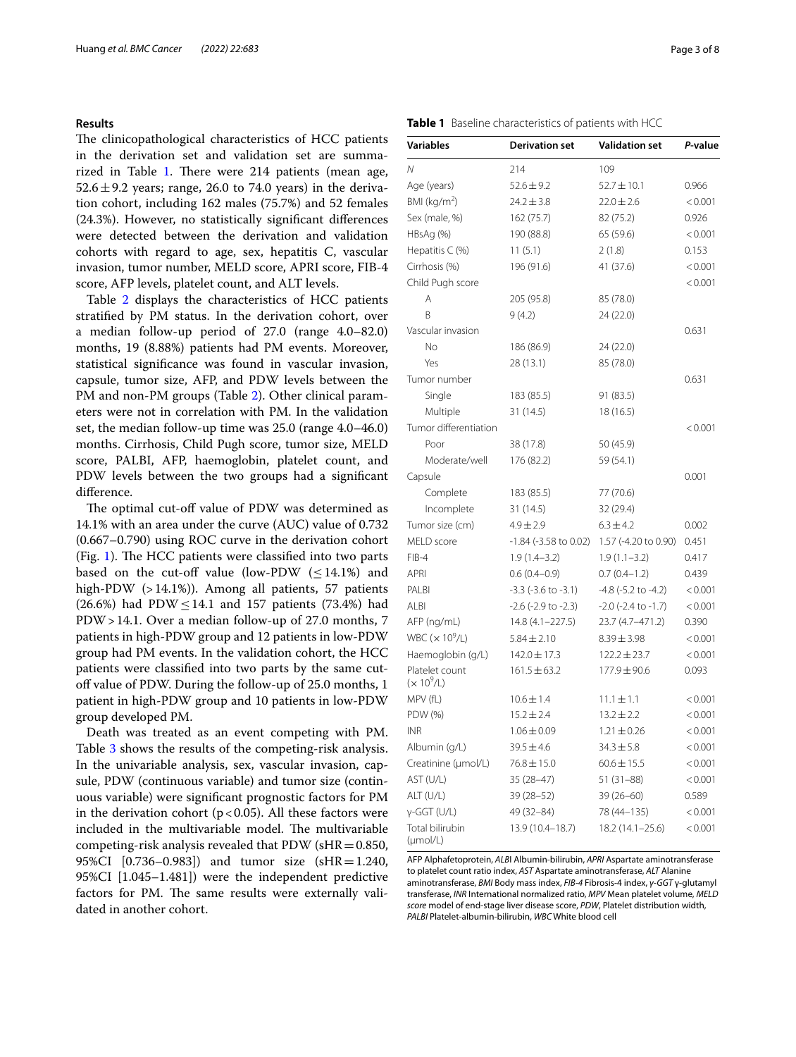## Results

The clinicopathological characteristics of HCC patients in the derivation set and validation set are summarized in Table 1. There were 214 patients (mean age, 52.6 ± 9.2 years; range, 26.0 to 74.0 years) in the derivation cohort, including 162 males (75.7%) and 52 females (24.3%). However, no statistically significant differences were detected between the derivation and validation cohorts with regard to age, sex, hepatitis C, vascular invasion, tumor number, MELD score, APRI score, FIB-4 score, AFP levels, platelet count, and ALT levels.

Table 2 displays the characteristics of HCC patients stratified by PM status. In the derivation cohort, over a median follow-up period of 27.0 (range 4.0–82.0) months, 19 (8.88%) patients had PM events. Moreover, statistical significance was found in vascular invasion, capsule, tumor size, AFP, and PDW levels between the PM and non-PM groups (Table 2). Other clinical parameters were not in correlation with PM. In the validation set, the median follow-up time was 25.0 (range 4.0–46.0) months. Cirrhosis, Child Pugh score, tumor size, MELD score, PALBI, AFP, haemoglobin, platelet count, and PDW levels between the two groups had a significant difference.

The optimal cut-off value of PDW was determined as 14.1% with an area under the curve (AUC) value of 0.732 (0.667–0.790) using ROC curve in the derivation cohort (Fig. 1). The HCC patients were classified into two parts based on the cut-off value (low-PDW (≤ 14.1%) and high-PDW (> 14.1%)). Among all patients, 57 patients (26.6%) had PDW ≤ 14.1 and 157 patients (73.4%) had PDW > 14.1. Over a median follow-up of 27.0 months, 7 patients in high-PDW group and 12 patients in low-PDW group had PM events. In the validation cohort, the HCC patients were classified into two parts by the same cut-off value of PDW. During the follow-up of 25.0 months, 1 patient in high-PDW group and 10 patients in low-PDW group developed PM.

Death was treated as an event competing with PM. Table 3 shows the results of the competing-risk analysis. In the univariable analysis, sex, vascular invasion, capsule, PDW (continuous variable) and tumor size (continuous variable) were significant prognostic factors for PM in the derivation cohort ($p < 0.05$). All these factors were included in the multivariable model. The multivariable competing-risk analysis revealed that PDW (sHR = 0.850, 95%CI [0.736–0.983]) and tumor size (sHR = 1.240, 95%CI [1.045–1.481]) were the independent predictive factors for PM. The same results were externally validated in another cohort.

**Table 1** Baseline characteristics of patients with HCC

| Variables | Derivation set | Validation set | *P*-value |
|---|---|---|---|
| *N* | 214 | 109 | |
| Age (years) | 52.6 ± 9.2 | 52.7 ± 10.1 | 0.966 |
| BMI (kg/m$^2$) | 24.2 ± 3.8 | 22.0 ± 2.6 | < 0.001 |
| Sex (male, %) | 162 (75.7) | 82 (75.2) | 0.926 |
| HBsAg (%) | 190 (88.8) | 65 (59.6) | < 0.001 |
| Hepatitis C (%) | 11 (5.1) | 2 (1.8) | 0.153 |
| Cirrhosis (%) | 196 (91.6) | 41 (37.6) | < 0.001 |
| Child Pugh score | | | < 0.001 |
| A | 205 (95.8) | 85 (78.0) | |
| B | 9 (4.2) | 24 (22.0) | |
| Vascular invasion | | | 0.631 |
| No | 186 (86.9) | 24 (22.0) | |
| Yes | 28 (13.1) | 85 (78.0) | |
| Tumor number | | | 0.631 |
| Single | 183 (85.5) | 91 (83.5) | |
| Multiple | 31 (14.5) | 18 (16.5) | |
| Tumor differentiation | | | < 0.001 |
| Poor | 38 (17.8) | 50 (45.9) | |
| Moderate/well | 176 (82.2) | 59 (54.1) | |
| Capsule | | | 0.001 |
| Complete | 183 (85.5) | 77 (70.6) | |
| Incomplete | 31 (14.5) | 32 (29.4) | |
| Tumor size (cm) | 4.9 ± 2.9 | 6.3 ± 4.2 | 0.002 |
| MELD score | -1.84 (-3.58 to 0.02) | 1.57 (-4.20 to 0.90) | 0.451 |
| FIB-4 | 1.9 (1.4–3.2) | 1.9 (1.1–3.2) | 0.417 |
| APRI | 0.6 (0.4–0.9) | 0.7 (0.4–1.2) | 0.439 |
| PALBI | -3.3 (-3.6 to -3.1) | -4.8 (-5.2 to -4.2) | < 0.001 |
| ALBI | -2.6 (-2.9 to -2.3) | -2.0 (-2.4 to -1.7) | < 0.001 |
| AFP (ng/mL) | 14.8 (4.1–227.5) | 23.7 (4.7–471.2) | 0.390 |
| WBC (× 10$^9$/L) | 5.84 ± 2.10 | 8.39 ± 3.98 | < 0.001 |
| Haemoglobin (g/L) | 142.0 ± 17.3 | 122.2 ± 23.7 | < 0.001 |
| Platelet count (× 10$^9$/L) | 161.5 ± 63.2 | 177.9 ± 90.6 | 0.093 |
| MPV (fL) | 10.6 ± 1.4 | 11.1 ± 1.1 | < 0.001 |
| PDW (%) | 15.2 ± 2.4 | 13.2 ± 2.2 | < 0.001 |
| INR | 1.06 ± 0.09 | 1.21 ± 0.26 | < 0.001 |
| Albumin (g/L) | 39.5 ± 4.6 | 34.3 ± 5.8 | < 0.001 |
| Creatinine (μmol/L) | 76.8 ± 15.0 | 60.6 ± 15.5 | < 0.001 |
| AST (U/L) | 35 (28–47) | 51 (31–88) | < 0.001 |
| ALT (U/L) | 39 (28–52) | 39 (26–60) | 0.589 |
| γ-GGT (U/L) | 49 (32–84) | 78 (44–135) | < 0.001 |
| Total bilirubin (μmol/L) | 13.9 (10.4–18.7) | 18.2 (14.1–25.6) | < 0.001 |

*AFP* Alphafetoprotein, *ALBI* Albumin-bilirubin, *APRI* Aspartate aminotransferase to platelet count ratio index, *AST* Aspartate aminotransferase, *ALT* Alanine aminotransferase, *BMI* Body mass index, *FIB-4* Fibrosis-4 index, *γ-GGT* γ-glutamyl transferase, *INR* International normalized ratio, *MPV* Mean platelet volume, *MELD score* model of end-stage liver disease score, *PDW*, Platelet distribution width, *PALBI* Platelet-albumin-bilirubin, *WBC* White blood cell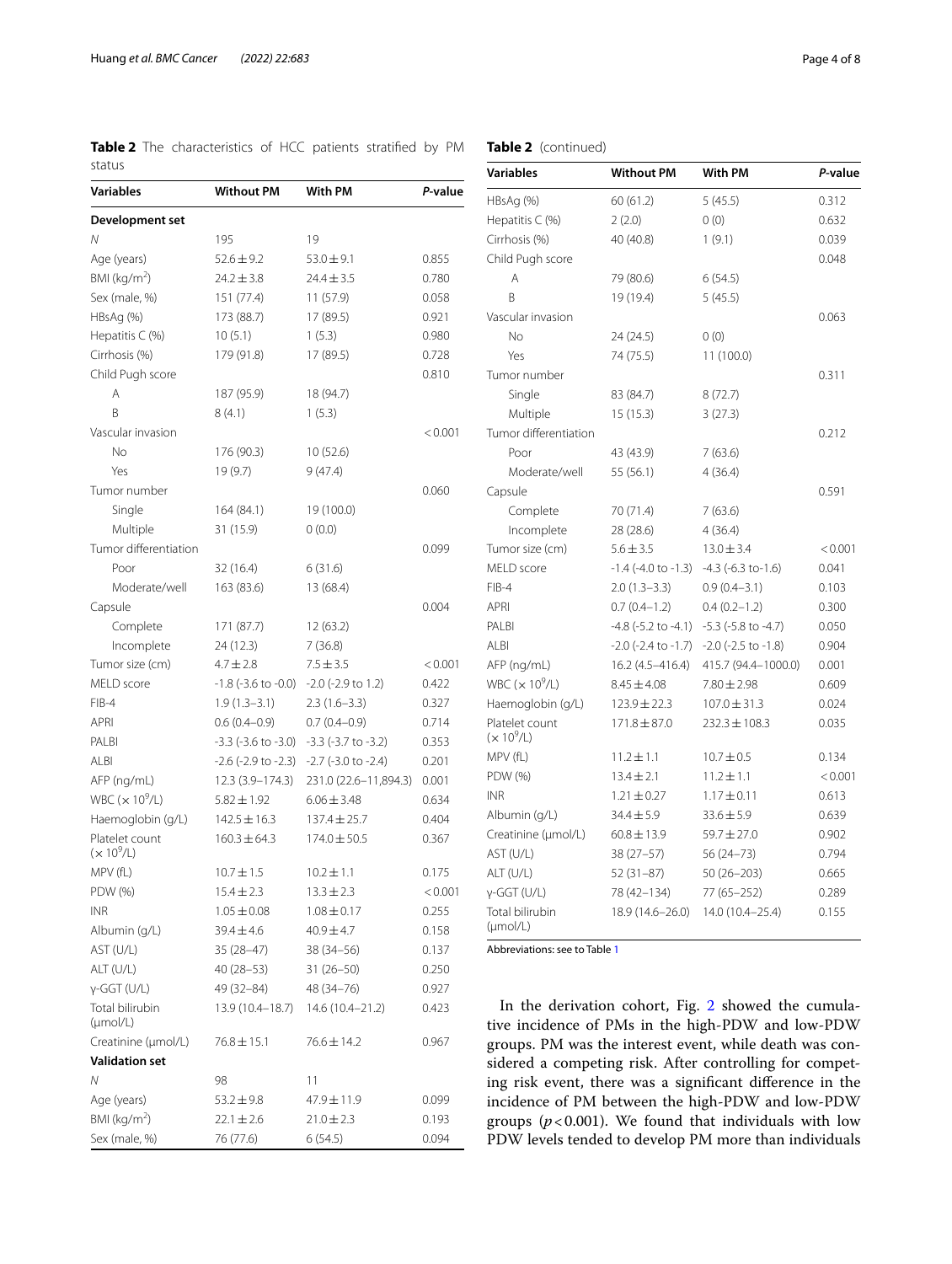**Table 2** The characteristics of HCC patients stratified by PM status

| Variables | Without PM | With PM | *P*-value |
|---|---|---|---|
| **Development set** | | | |
| *N* | 195 | 19 | |
| Age (years) | 52.6 ± 9.2 | 53.0 ± 9.1 | 0.855 |
| BMI (kg/m$^2$) | 24.2 ± 3.8 | 24.4 ± 3.5 | 0.780 |
| Sex (male, %) | 151 (77.4) | 11 (57.9) | 0.058 |
| HBsAg (%) | 173 (88.7) | 17 (89.5) | 0.921 |
| Hepatitis C (%) | 10 (5.1) | 1 (5.3) | 0.980 |
| Cirrhosis (%) | 179 (91.8) | 17 (89.5) | 0.728 |
| Child Pugh score | | | 0.810 |
| A | 187 (95.9) | 18 (94.7) | |
| B | 8 (4.1) | 1 (5.3) | |
| Vascular invasion | | | < 0.001 |
| No | 176 (90.3) | 10 (52.6) | |
| Yes | 19 (9.7) | 9 (47.4) | |
| Tumor number | | | 0.060 |
| Single | 164 (84.1) | 19 (100.0) | |
| Multiple | 31 (15.9) | 0 (0.0) | |
| Tumor differentiation | | | 0.099 |
| Poor | 32 (16.4) | 6 (31.6) | |
| Moderate/well | 163 (83.6) | 13 (68.4) | |
| Capsule | | | 0.004 |
| Complete | 171 (87.7) | 12 (63.2) | |
| Incomplete | 24 (12.3) | 7 (36.8) | |
| Tumor size (cm) | 4.7 ± 2.8 | 7.5 ± 3.5 | < 0.001 |
| MELD score | -1.8 (-3.6 to -0.0) | -2.0 (-2.9 to 1.2) | 0.422 |
| FIB-4 | 1.9 (1.3–3.1) | 2.3 (1.6–3.3) | 0.327 |
| APRI | 0.6 (0.4–0.9) | 0.7 (0.4–0.9) | 0.714 |
| PALBI | -3.3 (-3.6 to -3.0) | -3.3 (-3.7 to -3.2) | 0.353 |
| ALBI | -2.6 (-2.9 to -2.3) | -2.7 (-3.0 to -2.4) | 0.201 |
| AFP (ng/mL) | 12.3 (3.9–174.3) | 231.0 (22.6–11,894.3) | 0.001 |
| WBC (× 10$^9$/L) | 5.82 ± 1.92 | 6.06 ± 3.48 | 0.634 |
| Haemoglobin (g/L) | 142.5 ± 16.3 | 137.4 ± 25.7 | 0.404 |
| Platelet count (× 10$^9$/L) | 160.3 ± 64.3 | 174.0 ± 50.5 | 0.367 |
| MPV (fL) | 10.7 ± 1.5 | 10.2 ± 1.1 | 0.175 |
| PDW (%) | 15.4 ± 2.3 | 13.3 ± 2.3 | < 0.001 |
| INR | 1.05 ± 0.08 | 1.08 ± 0.17 | 0.255 |
| Albumin (g/L) | 39.4 ± 4.6 | 40.9 ± 4.7 | 0.158 |
| AST (U/L) | 35 (28–47) | 38 (34–56) | 0.137 |
| ALT (U/L) | 40 (28–53) | 31 (26–50) | 0.250 |
| γ-GGT (U/L) | 49 (32–84) | 48 (34–76) | 0.927 |
| Total bilirubin (μmol/L) | 13.9 (10.4–18.7) | 14.6 (10.4–21.2) | 0.423 |
| Creatinine (μmol/L) | 76.8 ± 15.1 | 76.6 ± 14.2 | 0.967 |
| **Validation set** | | | |
| *N* | 98 | 11 | |
| Age (years) | 53.2 ± 9.8 | 47.9 ± 11.9 | 0.099 |
| BMI (kg/m$^2$) | 22.1 ± 2.6 | 21.0 ± 2.3 | 0.193 |
| Sex (male, %) | 76 (77.6) | 6 (54.5) | 0.094 |
| HBsAg (%) | 60 (61.2) | 5 (45.5) | 0.312 |
| Hepatitis C (%) | 2 (2.0) | 0 (0) | 0.632 |
| Cirrhosis (%) | 40 (40.8) | 1 (9.1) | 0.039 |
| Child Pugh score | | | 0.048 |
| A | 79 (80.6) | 6 (54.5) | |
| B | 19 (19.4) | 5 (45.5) | |
| Vascular invasion | | | 0.063 |
| No | 24 (24.5) | 0 (0) | |
| Yes | 74 (75.5) | 11 (100.0) | |
| Tumor number | | | 0.311 |
| Single | 83 (84.7) | 8 (72.7) | |
| Multiple | 15 (15.3) | 3 (27.3) | |
| Tumor differentiation | | | 0.212 |
| Poor | 43 (43.9) | 7 (63.6) | |
| Moderate/well | 55 (56.1) | 4 (36.4) | |
| Capsule | | | 0.591 |
| Complete | 70 (71.4) | 7 (63.6) | |
| Incomplete | 28 (28.6) | 4 (36.4) | |
| Tumor size (cm) | 5.6 ± 3.5 | 13.0 ± 3.4 | < 0.001 |
| MELD score | -1.4 (-4.0 to -1.3) | -4.3 (-6.3 to-1.6) | 0.041 |
| FIB-4 | 2.0 (1.3–3.3) | 0.9 (0.4–3.1) | 0.103 |
| APRI | 0.7 (0.4–1.2) | 0.4 (0.2–1.2) | 0.300 |
| PALBI | -4.8 (-5.2 to -4.1) | -5.3 (-5.8 to -4.7) | 0.050 |
| ALBI | -2.0 (-2.4 to -1.7) | -2.0 (-2.5 to -1.8) | 0.904 |
| AFP (ng/mL) | 16.2 (4.5–416.4) | 415.7 (94.4–1000.0) | 0.001 |
| WBC (× 10$^9$/L) | 8.45 ± 4.08 | 7.80 ± 2.98 | 0.609 |
| Haemoglobin (g/L) | 123.9 ± 22.3 | 107.0 ± 31.3 | 0.024 |
| Platelet count (× 10$^9$/L) | 171.8 ± 87.0 | 232.3 ± 108.3 | 0.035 |
| MPV (fL) | 11.2 ± 1.1 | 10.7 ± 0.5 | 0.134 |
| PDW (%) | 13.4 ± 2.1 | 11.2 ± 1.1 | < 0.001 |
| INR | 1.21 ± 0.27 | 1.17 ± 0.11 | 0.613 |
| Albumin (g/L) | 34.4 ± 5.9 | 33.6 ± 5.9 | 0.639 |
| Creatinine (μmol/L) | 60.8 ± 13.9 | 59.7 ± 27.0 | 0.902 |
| AST (U/L) | 38 (27–57) | 56 (24–73) | 0.794 |
| ALT (U/L) | 52 (31–87) | 50 (26–203) | 0.665 |
| γ-GGT (U/L) | 78 (42–134) | 77 (65–252) | 0.289 |
| Total bilirubin (μmol/L) | 18.9 (14.6–26.0) | 14.0 (10.4–25.4) | 0.155 |

Abbreviations: see to Table 1

In the derivation cohort, Fig. 2 showed the cumulative incidence of PMs in the high-PDW and low-PDW groups. PM was the interest event, while death was considered a competing risk. After controlling for competing risk event, there was a significant difference in the incidence of PM between the high-PDW and low-PDW groups ($p < 0.001$). We found that individuals with low PDW levels tended to develop PM more than individuals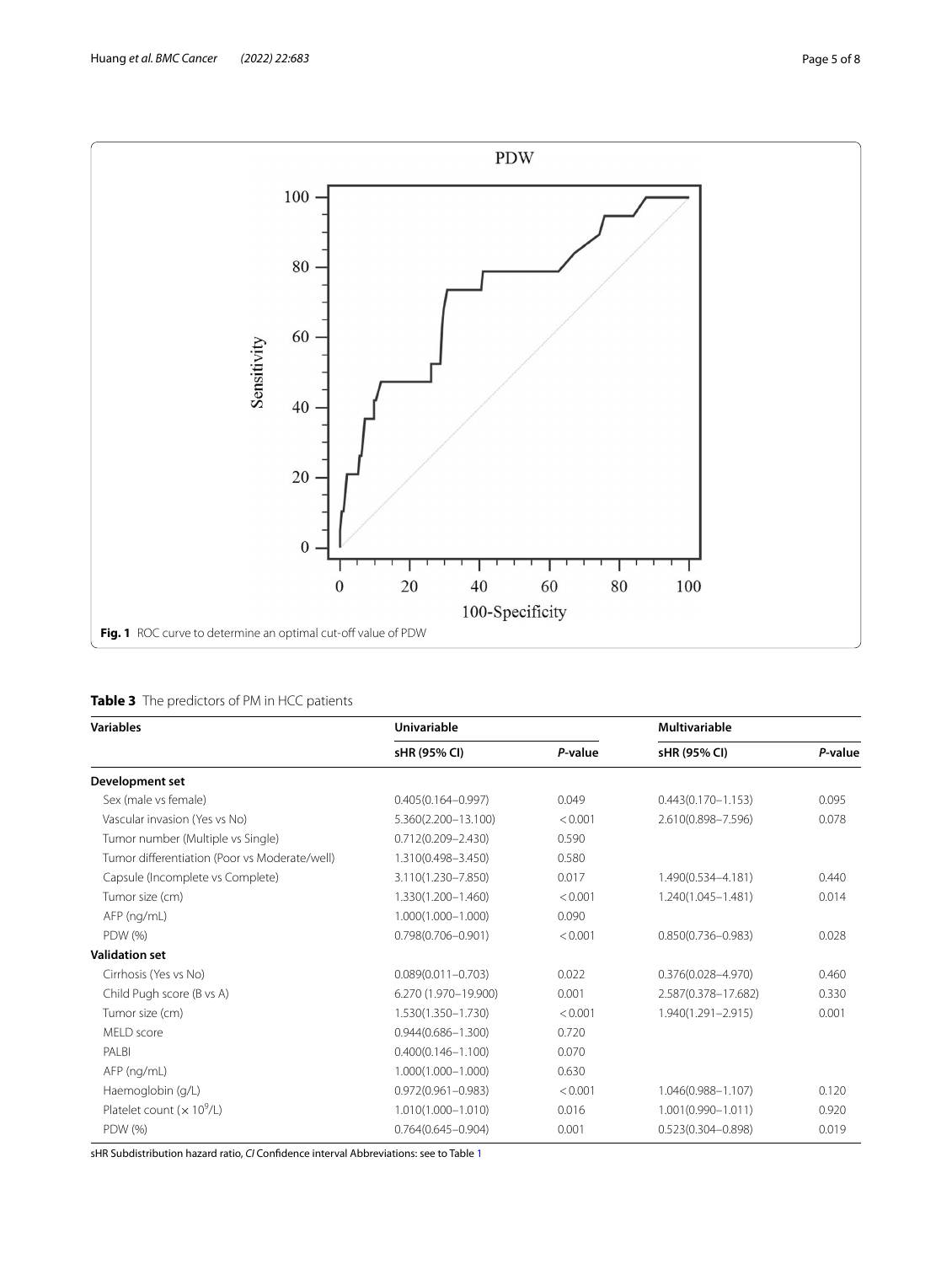**Fig. 1** ROC curve to determine an optimal cut-off value of PDW

**Table 3** The predictors of PM in HCC patients

| Variables | Univariable | | Multivariable | |
|---|---|---|---|---|
| | sHR (95% CI) | *P*-value | sHR (95% CI) | *P*-value |
| **Development set** | | | | |
| Sex (male vs female) | 0.405(0.164–0.997) | 0.049 | 0.443(0.170–1.153) | 0.095 |
| Vascular invasion (Yes vs No) | 5.360(2.200–13.100) | < 0.001 | 2.610(0.898–7.596) | 0.078 |
| Tumor number (Multiple vs Single) | 0.712(0.209–2.430) | 0.590 | | |
| Tumor differentiation (Poor vs Moderate/well) | 1.310(0.498–3.450) | 0.580 | | |
| Capsule (Incomplete vs Complete) | 3.110(1.230–7.850) | 0.017 | 1.490(0.534–4.181) | 0.440 |
| Tumor size (cm) | 1.330(1.200–1.460) | < 0.001 | 1.240(1.045–1.481) | 0.014 |
| AFP (ng/mL) | 1.000(1.000–1.000) | 0.090 | | |
| PDW (%) | 0.798(0.706–0.901) | < 0.001 | 0.850(0.736–0.983) | 0.028 |
| **Validation set** | | | | |
| Cirrhosis (Yes vs No) | 0.089(0.011–0.703) | 0.022 | 0.376(0.028–4.970) | 0.460 |
| Child Pugh score (B vs A) | 6.270 (1.970–19.900) | 0.001 | 2.587(0.378–17.682) | 0.330 |
| Tumor size (cm) | 1.530(1.350–1.730) | < 0.001 | 1.940(1.291–2.915) | 0.001 |
| MELD score | 0.944(0.686–1.300) | 0.720 | | |
| PALBI | 0.400(0.146–1.100) | 0.070 | | |
| AFP (ng/mL) | 1.000(1.000–1.000) | 0.630 | | |
| Haemoglobin (g/L) | 0.972(0.961–0.983) | < 0.001 | 1.046(0.988–1.107) | 0.120 |
| Platelet count ($\times 10^9$/L) | 1.010(1.000–1.010) | 0.016 | 1.001(0.990–1.011) | 0.920 |
| PDW (%) | 0.764(0.645–0.904) | 0.001 | 0.523(0.304–0.898) | 0.019 |

sHR Subdistribution hazard ratio, *CI* Confidence interval Abbreviations: see to Table 1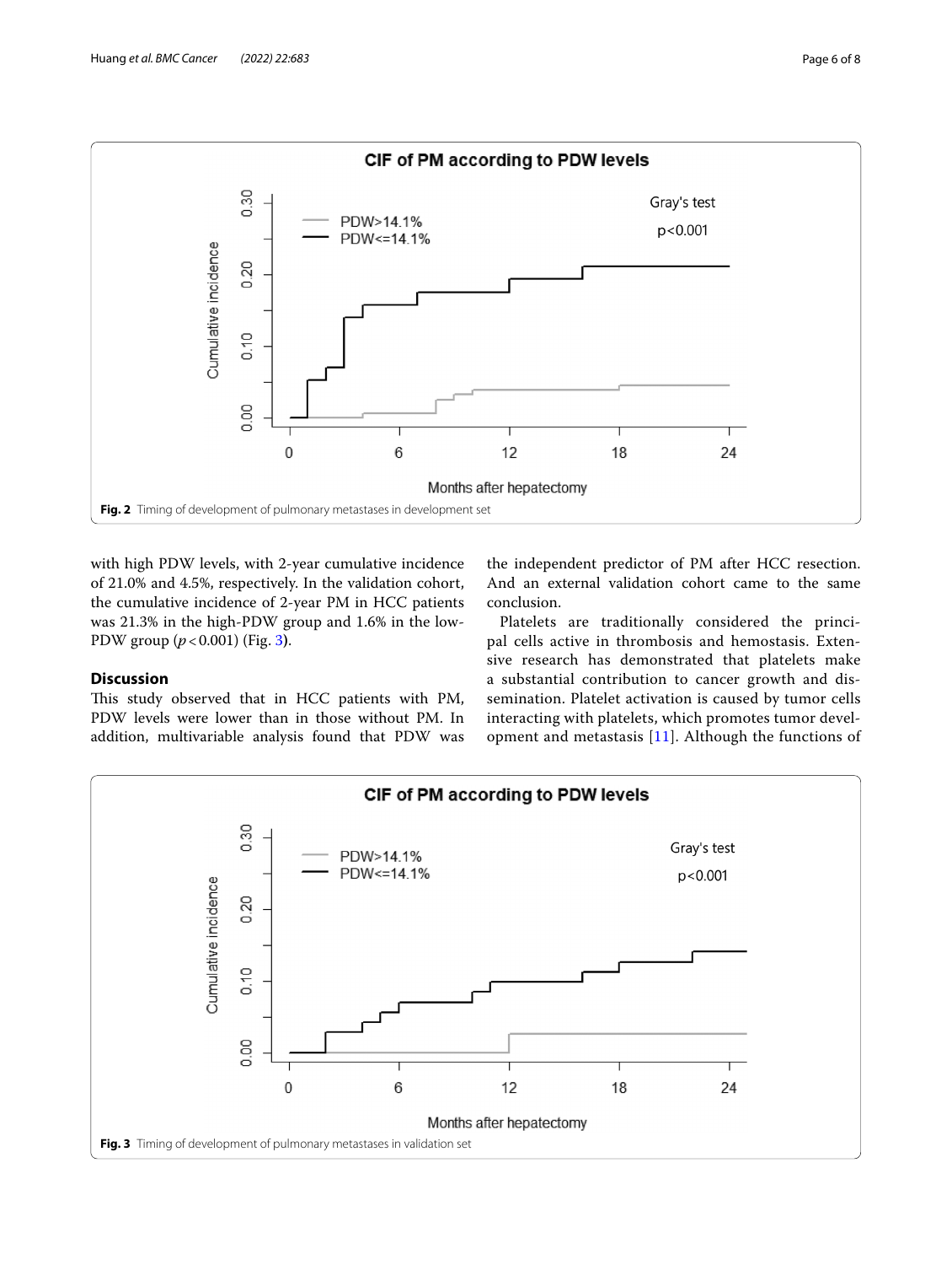**Fig. 2** Timing of development of pulmonary metastases in development set

with high PDW levels, with 2-year cumulative incidence of 21.0% and 4.5%, respectively. In the validation cohort, the cumulative incidence of 2-year PM in HCC patients was 21.3% in the high-PDW group and 1.6% in the low-PDW group ($p < 0.001$) (Fig. 3).

## Discussion

This study observed that in HCC patients with PM, PDW levels were lower than in those without PM. In addition, multivariable analysis found that PDW was the independent predictor of PM after HCC resection. And an external validation cohort came to the same conclusion.

Platelets are traditionally considered the principal cells active in thrombosis and hemostasis. Extensive research has demonstrated that platelets make a substantial contribution to cancer growth and dissemination. Platelet activation is caused by tumor cells interacting with platelets, which promotes tumor development and metastasis [11]. Although the functions of

**Fig. 3** Timing of development of pulmonary metastases in validation set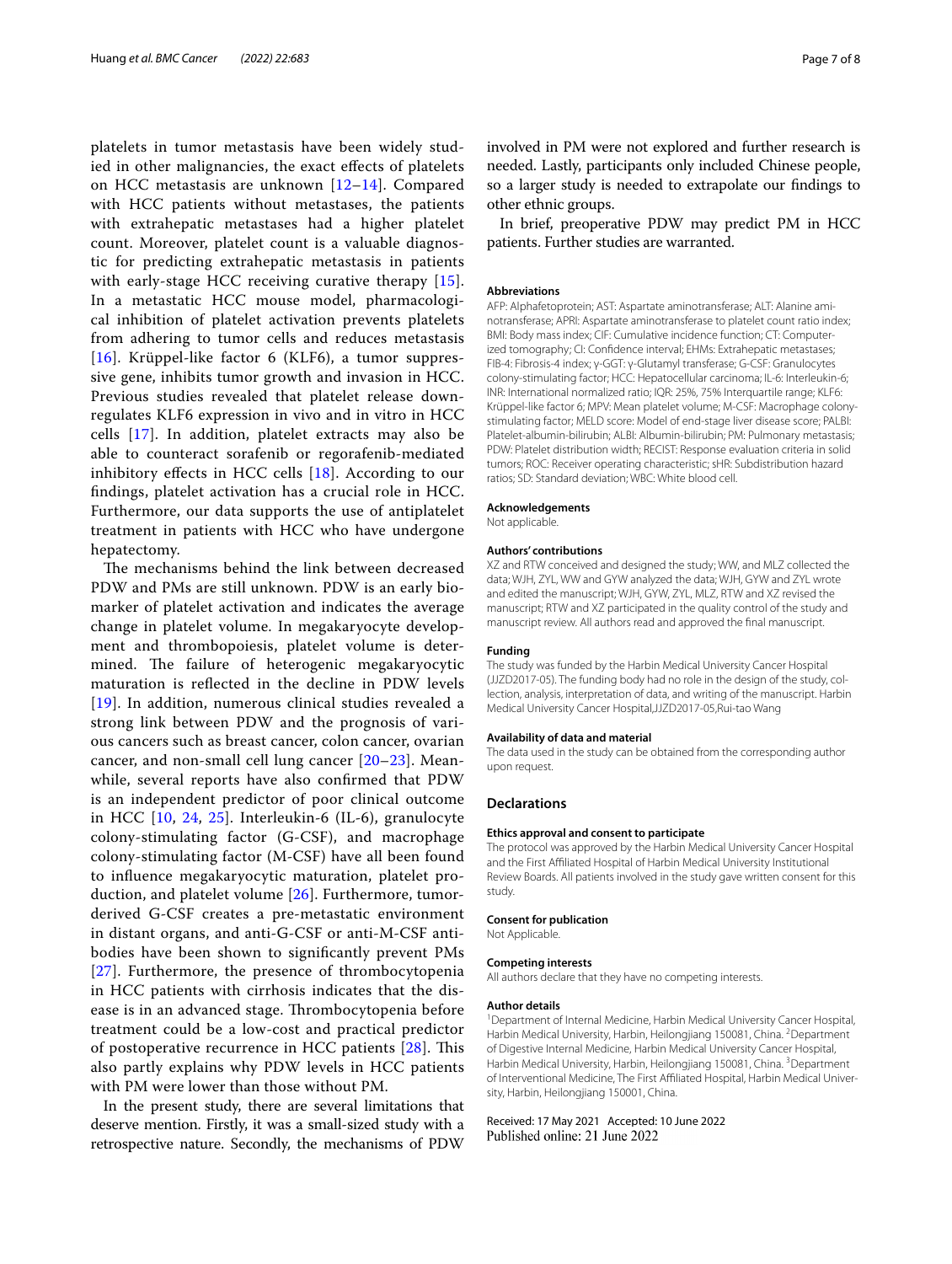platelets in tumor metastasis have been widely studied in other malignancies, the exact effects of platelets on HCC metastasis are unknown [12–14]. Compared with HCC patients without metastases, the patients with extrahepatic metastases had a higher platelet count. Moreover, platelet count is a valuable diagnostic for predicting extrahepatic metastasis in patients with early-stage HCC receiving curative therapy [15]. In a metastatic HCC mouse model, pharmacological inhibition of platelet activation prevents platelets from adhering to tumor cells and reduces metastasis [16]. Krüppel-like factor 6 (KLF6), a tumor suppressive gene, inhibits tumor growth and invasion in HCC. Previous studies revealed that platelet release downregulates KLF6 expression in vivo and in vitro in HCC cells [17]. In addition, platelet extracts may also be able to counteract sorafenib or regorafenib-mediated inhibitory effects in HCC cells [18]. According to our findings, platelet activation has a crucial role in HCC. Furthermore, our data supports the use of antiplatelet treatment in patients with HCC who have undergone hepatectomy.

The mechanisms behind the link between decreased PDW and PMs are still unknown. PDW is an early biomarker of platelet activation and indicates the average change in platelet volume. In megakaryocyte development and thrombopoiesis, platelet volume is determined. The failure of heterogenic megakaryocytic maturation is reflected in the decline in PDW levels [19]. In addition, numerous clinical studies revealed a strong link between PDW and the prognosis of various cancers such as breast cancer, colon cancer, ovarian cancer, and non-small cell lung cancer [20–23]. Meanwhile, several reports have also confirmed that PDW is an independent predictor of poor clinical outcome in HCC [10, 24, 25]. Interleukin-6 (IL-6), granulocyte colony-stimulating factor (G-CSF), and macrophage colony-stimulating factor (M-CSF) have all been found to influence megakaryocytic maturation, platelet production, and platelet volume [26]. Furthermore, tumor-derived G-CSF creates a pre-metastatic environment in distant organs, and anti-G-CSF or anti-M-CSF antibodies have been shown to significantly prevent PMs [27]. Furthermore, the presence of thrombocytopenia in HCC patients with cirrhosis indicates that the disease is in an advanced stage. Thrombocytopenia before treatment could be a low-cost and practical predictor of postoperative recurrence in HCC patients [28]. This also partly explains why PDW levels in HCC patients with PM were lower than those without PM.

In the present study, there are several limitations that deserve mention. Firstly, it was a small-sized study with a retrospective nature. Secondly, the mechanisms of PDW involved in PM were not explored and further research is needed. Lastly, participants only included Chinese people, so a larger study is needed to extrapolate our findings to other ethnic groups.

In brief, preoperative PDW may predict PM in HCC patients. Further studies are warranted.

#### Abbreviations

AFP: Alphafetoprotein; AST: Aspartate aminotransferase; ALT: Alanine aminotransferase; APRI: Aspartate aminotransferase to platelet count ratio index; BMI: Body mass index; CIF: Cumulative incidence function; CT: Computerized tomography; CI: Confidence interval; EHMs: Extrahepatic metastases; FIB-4: Fibrosis-4 index; γ-GGT: γ-Glutamyl transferase; G-CSF: Granulocytes colony-stimulating factor; HCC: Hepatocellular carcinoma; IL-6: Interleukin-6; INR: International normalized ratio; IQR: 25%, 75% Interquartile range; KLF6: Krüppel-like factor 6; MPV: Mean platelet volume; M-CSF: Macrophage colony-stimulating factor; MELD score: Model of end-stage liver disease score; PALBI: Platelet-albumin-bilirubin; ALBI: Albumin-bilirubin; PM: Pulmonary metastasis; PDW: Platelet distribution width; RECIST: Response evaluation criteria in solid tumors; ROC: Receiver operating characteristic; sHR: Subdistribution hazard ratios; SD: Standard deviation; WBC: White blood cell.

#### Acknowledgements

Not applicable.

#### Authors' contributions

XZ and RTW conceived and designed the study; WW, and MLZ collected the data; WJH, ZYL, WW and GYW analyzed the data; WJH, GYW and ZYL wrote and edited the manuscript; WJH, GYW, ZYL, MLZ, RTW and XZ revised the manuscript; RTW and XZ participated in the quality control of the study and manuscript review. All authors read and approved the final manuscript.

#### Funding

The study was funded by the Harbin Medical University Cancer Hospital (JJZD2017-05). The funding body had no role in the design of the study, collection, analysis, interpretation of data, and writing of the manuscript. Harbin Medical University Cancer Hospital,JJZD2017-05,Rui-tao Wang

#### Availability of data and material

The data used in the study can be obtained from the corresponding author upon request.

## Declarations

#### Ethics approval and consent to participate

The protocol was approved by the Harbin Medical University Cancer Hospital and the First Affiliated Hospital of Harbin Medical University Institutional Review Boards. All patients involved in the study gave written consent for this study.

#### Consent for publication

Not Applicable.

#### Competing interests

All authors declare that they have no competing interests.

#### Author details

[1] Department of Internal Medicine, Harbin Medical University Cancer Hospital, Harbin Medical University, Harbin, Heilongjiang 150081, China. [2] Department of Digestive Internal Medicine, Harbin Medical University Cancer Hospital, Harbin Medical University, Harbin, Heilongjiang 150081, China. [3] Department of Interventional Medicine, The First Affiliated Hospital, Harbin Medical University, Harbin, Heilongjiang 150001, China.

Received: 17 May 2021 Accepted: 10 June 2022
Published online: 21 June 2022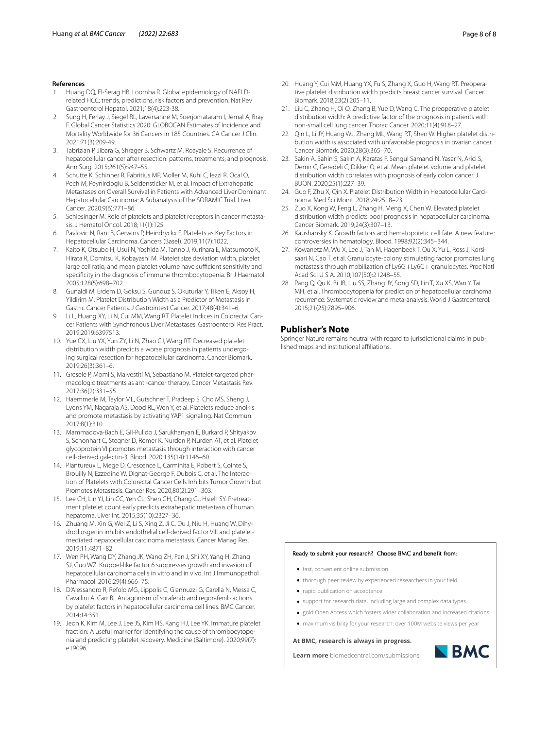## References

1. Huang DQ, El-Serag HB, Loomba R. Global epidemiology of NAFLD-related HCC: trends, predictions, risk factors and prevention. Nat Rev Gastroenterol Hepatol. 2021;18(4):223-38.
2. Sung H, Ferlay J, Siegel RL, Laversanne M, Soerjomataram I, Jemal A, Bray F. Global Cancer Statistics 2020: GLOBOCAN Estimates of Incidence and Mortality Worldwide for 36 Cancers in 185 Countries. CA Cancer J Clin. 2021;71(3):209-49.
3. Tabrizian P, Jibara G, Shrager B, Schwartz M, Roayaie S. Recurrence of hepatocellular cancer after resection: patterns, treatments, and prognosis. Ann Surg. 2015;261(5):947–55.
4. Schutte K, Schinner R, Fabritius MP, Moller M, Kuhl C, Iezzi R, Ocal O, Pech M, Peynircioglu B, Seidensticker M, et al. Impact of Extrahepatic Metastases on Overall Survival in Patients with Advanced Liver Dominant Hepatocellular Carcinoma: A Subanalysis of the SORAMIC Trial. Liver Cancer. 2020;9(6):771–86.
5. Schlesinger M. Role of platelets and platelet receptors in cancer metastasis. J Hematol Oncol. 2018;11(1):125.
6. Pavlovic N, Rani B, Gerwins P, Heindryckx F. Platelets as Key Factors in Hepatocellular Carcinoma. Cancers (Basel). 2019;11(7):1022.
7. Kaito K, Otsubo H, Usui N, Yoshida M, Tanno J, Kurihara E, Matsumoto K, Hirata R, Domitsu K, Kobayashi M. Platelet size deviation width, platelet large cell ratio, and mean platelet volume have sufficient sensitivity and specificity in the diagnosis of immune thrombocytopenia. Br J Haematol. 2005;128(5):698–702.
8. Gunaldi M, Erdem D, Goksu S, Gunduz S, Okuturlar Y, Tiken E, Aksoy H, Yildirim M. Platelet Distribution Width as a Predictor of Metastasis in Gastric Cancer Patients. J Gastrointest Cancer. 2017;48(4):341–6.
9. Li L, Huang XY, Li N, Cui MM, Wang RT. Platelet Indices in Colorectal Cancer Patients with Synchronous Liver Metastases. Gastroenterol Res Pract. 2019;2019:6397513.
10. Yue CX, Liu YX, Yun ZY, Li N, Zhao CJ, Wang RT. Decreased platelet distribution width predicts a worse prognosis in patients undergoing surgical resection for hepatocellular carcinoma. Cancer Biomark. 2019;26(3):361–6.
11. Gresele P, Momi S, Malvestiti M, Sebastiano M. Platelet-targeted pharmacologic treatments as anti-cancer therapy. Cancer Metastasis Rev. 2017;36(2):331–55.
12. Haemmerle M, Taylor ML, Gutschner T, Pradeep S, Cho MS, Sheng J, Lyons YM, Nagaraja AS, Dood RL, Wen Y, et al. Platelets reduce anoikis and promote metastasis by activating YAP1 signaling. Nat Commun. 2017;8(1):310.
13. Mammadova-Bach E, Gil-Pulido J, Sarukhanyan E, Burkard P, Shityakov S, Schonhart C, Stegner D, Remer K, Nurden P, Nurden AT, et al. Platelet glycoprotein VI promotes metastasis through interaction with cancer cell-derived galectin-3. Blood. 2020;135(14):1146–60.
14. Plantureux L, Mege D, Crescence L, Carminita E, Robert S, Cointe S, Brouilly N, Ezzedine W, Dignat-George F, Dubois C, et al. The Interaction of Platelets with Colorectal Cancer Cells Inhibits Tumor Growth but Promotes Metastasis. Cancer Res. 2020;80(2):291–303.
15. Lee CH, Lin YJ, Lin CC, Yen CL, Shen CH, Chang CJ, Hsieh SY. Pretreatment platelet count early predicts extrahepatic metastasis of human hepatoma. Liver Int. 2015;35(10):2327–36.
16. Zhuang M, Xin G, Wei Z, Li S, Xing Z, Ji C, Du J, Niu H, Huang W. Dihydrodiosgenin inhibits endothelial cell-derived factor VIII and platelet-mediated hepatocellular carcinoma metastasis. Cancer Manag Res. 2019;11:4871–82.
17. Wen PH, Wang DY, Zhang JK, Wang ZH, Pan J, Shi XY, Yang H, Zhang SJ, Guo WZ. Kruppel-like factor 6 suppresses growth and invasion of hepatocellular carcinoma cells in vitro and in vivo. Int J Immunopathol Pharmacol. 2016;29(4):666–75.
18. D'Alessandro R, Refolo MG, Lippolis C, Giannuzzi G, Carella N, Messa C, Cavallini A, Carr BI. Antagonism of sorafenib and regorafenib actions by platelet factors in hepatocellular carcinoma cell lines. BMC Cancer. 2014;14:351.
19. Jeon K, Kim M, Lee J, Lee JS, Kim HS, Kang HJ, Lee YK. Immature platelet fraction: A useful marker for identifying the cause of thrombocytopenia and predicting platelet recovery. Medicine (Baltimore). 2020;99(7):e19096.
20. Huang Y, Cui MM, Huang YX, Fu S, Zhang X, Guo H, Wang RT. Preoperative platelet distribution width predicts breast cancer survival. Cancer Biomark. 2018;23(2):205–11.
21. Liu C, Zhang H, Qi Q, Zhang B, Yue D, Wang C. The preoperative platelet distribution width: A predictive factor of the prognosis in patients with non-small cell lung cancer. Thorac Cancer. 2020;11(4):918–27.
22. Qin L, Li JY, Huang WJ, Zhang ML, Wang RT, Shen W. Higher platelet distribution width is associated with unfavorable prognosis in ovarian cancer. Cancer Biomark. 2020;28(3):365–70.
23. Sakin A, Sahin S, Sakin A, Karatas F, Sengul Samanci N, Yasar N, Arici S, Demir C, Geredeli C, Dikker O, et al. Mean platelet volume and platelet distribution width correlates with prognosis of early colon cancer. J BUON. 2020;25(1):227–39.
24. Guo F, Zhu X, Qin X. Platelet Distribution Width in Hepatocellular Carcinoma. Med Sci Monit. 2018;24:2518–23.
25. Zuo X, Kong W, Feng L, Zhang H, Meng X, Chen W. Elevated platelet distribution width predicts poor prognosis in hepatocellular carcinoma. Cancer Biomark. 2019;24(3):307–13.
26. Kaushansky K. Growth factors and hematopoietic cell fate. A new feature: controversies in hematology. Blood. 1998;92(2):345–344.
27. Kowanetz M, Wu X, Lee J, Tan M, Hagenbeek T, Qu X, Yu L, Ross J, Korsisaari N, Cao T, et al. Granulocyte-colony stimulating factor promotes lung metastasis through mobilization of Ly6G+Ly6C+ granulocytes. Proc Natl Acad Sci U S A. 2010;107(50):21248–55.
28. Pang Q, Qu K, Bi JB, Liu SS, Zhang JY, Song SD, Lin T, Xu XS, Wan Y, Tai MH, et al. Thrombocytopenia for prediction of hepatocellular carcinoma recurrence: Systematic review and meta-analysis. World J Gastroenterol. 2015;21(25):7895–906.

## Publisher's Note

Springer Nature remains neutral with regard to jurisdictional claims in published maps and institutional affiliations.

Ready to submit your research? Choose BMC and benefit from:

- fast, convenient online submission
- thorough peer review by experienced researchers in your field
- rapid publication on acceptance
- support for research data, including large and complex data types
- gold Open Access which fosters wider collaboration and increased citations
- maximum visibility for your research: over 100M website views per year

**At BMC, research is always in progress.**

**Learn more** biomedcentral.com/submissions